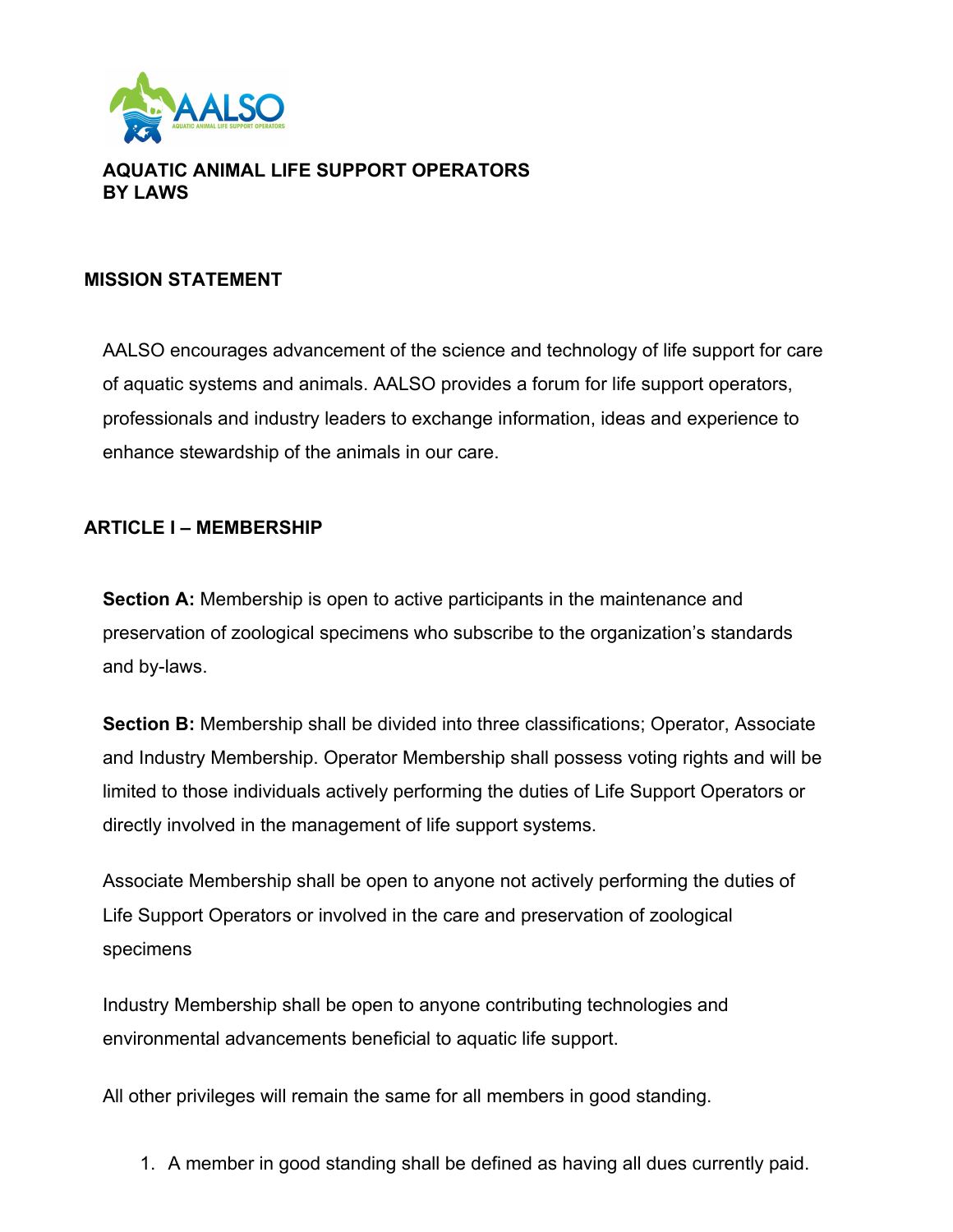# AQUATIC ANIMAL LIFE SUPPORT OPERATORS BY LAWS

## MISSION STATEMENT

AALSO encourages advancement of the science and technology of life support for care of aquatic systems and animals. AALSO provides a forum for life support operators, professionals and industry leaders to exchange information, ideas and experience to enhance stewardship of the animals in our care.

## ARTICLE I – MEMBERSHIP

**Section A:** Membership is open to active participants in the maintenance and preservation of zoological specimens who subscribe to the organization's standards and by-laws.

**Section B:** Membership shall be divided into three classifications; Operator, Associate and Industry Membership. Operator Membership shall possess voting rights and will be limited to those individuals actively performing the duties of Life Support Operators or directly involved in the management of life support systems.

Associate Membership shall be open to anyone not actively performing the duties of Life Support Operators or involved in the care and preservation of zoological specimens

Industry Membership shall be open to anyone contributing technologies and environmental advancements beneficial to aquatic life support.

All other privileges will remain the same for all members in good standing.

1. A member in good standing shall be defined as having all dues currently paid.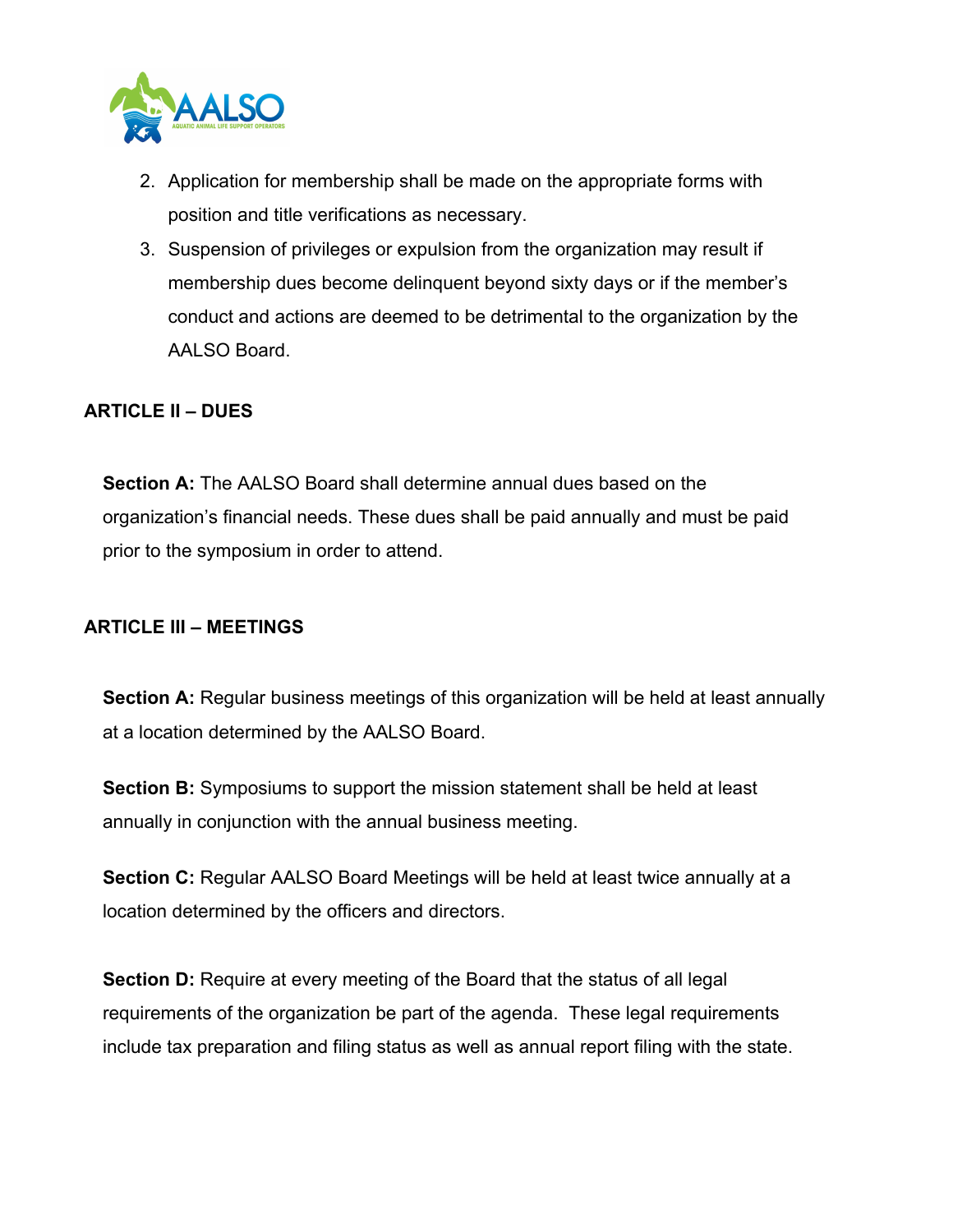2. Application for membership shall be made on the appropriate forms with position and title verifications as necessary.
3. Suspension of privileges or expulsion from the organization may result if membership dues become delinquent beyond sixty days or if the member's conduct and actions are deemed to be detrimental to the organization by the AALSO Board.

## ARTICLE II – DUES

**Section A:** The AALSO Board shall determine annual dues based on the organization's financial needs. These dues shall be paid annually and must be paid prior to the symposium in order to attend.

## ARTICLE III – MEETINGS

**Section A:** Regular business meetings of this organization will be held at least annually at a location determined by the AALSO Board.

**Section B:** Symposiums to support the mission statement shall be held at least annually in conjunction with the annual business meeting.

**Section C:** Regular AALSO Board Meetings will be held at least twice annually at a location determined by the officers and directors.

**Section D:** Require at every meeting of the Board that the status of all legal requirements of the organization be part of the agenda. These legal requirements include tax preparation and filing status as well as annual report filing with the state.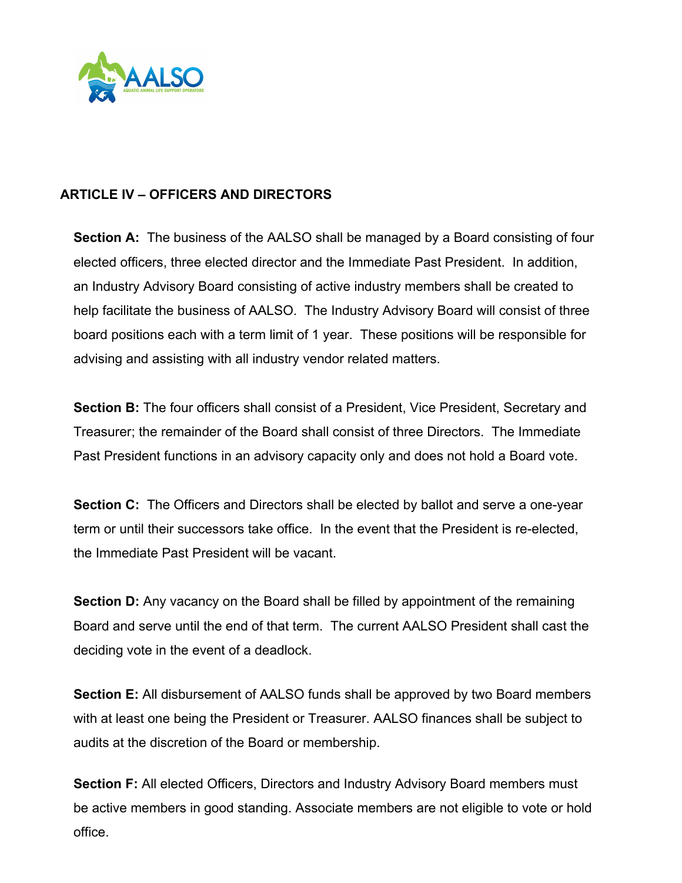## ARTICLE IV – OFFICERS AND DIRECTORS

**Section A:** The business of the AALSO shall be managed by a Board consisting of four elected officers, three elected director and the Immediate Past President. In addition, an Industry Advisory Board consisting of active industry members shall be created to help facilitate the business of AALSO. The Industry Advisory Board will consist of three board positions each with a term limit of 1 year. These positions will be responsible for advising and assisting with all industry vendor related matters.

**Section B:** The four officers shall consist of a President, Vice President, Secretary and Treasurer; the remainder of the Board shall consist of three Directors. The Immediate Past President functions in an advisory capacity only and does not hold a Board vote.

**Section C:** The Officers and Directors shall be elected by ballot and serve a one-year term or until their successors take office. In the event that the President is re-elected, the Immediate Past President will be vacant.

**Section D:** Any vacancy on the Board shall be filled by appointment of the remaining Board and serve until the end of that term. The current AALSO President shall cast the deciding vote in the event of a deadlock.

**Section E:** All disbursement of AALSO funds shall be approved by two Board members with at least one being the President or Treasurer. AALSO finances shall be subject to audits at the discretion of the Board or membership.

**Section F:** All elected Officers, Directors and Industry Advisory Board members must be active members in good standing. Associate members are not eligible to vote or hold office.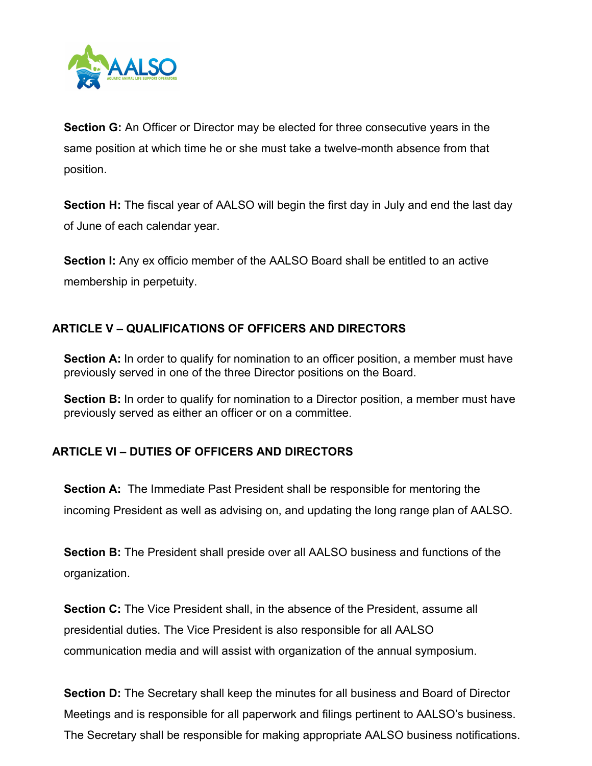**Section G:** An Officer or Director may be elected for three consecutive years in the same position at which time he or she must take a twelve-month absence from that position.

**Section H:** The fiscal year of AALSO will begin the first day in July and end the last day of June of each calendar year.

**Section I:** Any ex officio member of the AALSO Board shall be entitled to an active membership in perpetuity.

## ARTICLE V – QUALIFICATIONS OF OFFICERS AND DIRECTORS

**Section A:** In order to qualify for nomination to an officer position, a member must have previously served in one of the three Director positions on the Board.

**Section B:** In order to qualify for nomination to a Director position, a member must have previously served as either an officer or on a committee.

## ARTICLE VI – DUTIES OF OFFICERS AND DIRECTORS

**Section A:** The Immediate Past President shall be responsible for mentoring the incoming President as well as advising on, and updating the long range plan of AALSO.

**Section B:** The President shall preside over all AALSO business and functions of the organization.

**Section C:** The Vice President shall, in the absence of the President, assume all presidential duties. The Vice President is also responsible for all AALSO communication media and will assist with organization of the annual symposium.

**Section D:** The Secretary shall keep the minutes for all business and Board of Director Meetings and is responsible for all paperwork and filings pertinent to AALSO's business. The Secretary shall be responsible for making appropriate AALSO business notifications.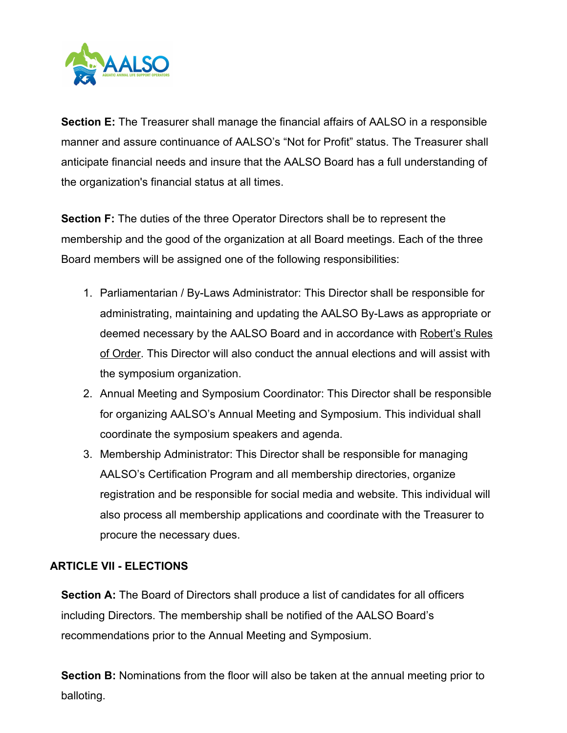**Section E:** The Treasurer shall manage the financial affairs of AALSO in a responsible manner and assure continuance of AALSO's "Not for Profit" status. The Treasurer shall anticipate financial needs and insure that the AALSO Board has a full understanding of the organization's financial status at all times.

**Section F:** The duties of the three Operator Directors shall be to represent the membership and the good of the organization at all Board meetings. Each of the three Board members will be assigned one of the following responsibilities:

1. Parliamentarian / By-Laws Administrator: This Director shall be responsible for administrating, maintaining and updating the AALSO By-Laws as appropriate or deemed necessary by the AALSO Board and in accordance with Robert's Rules of Order. This Director will also conduct the annual elections and will assist with the symposium organization.
2. Annual Meeting and Symposium Coordinator: This Director shall be responsible for organizing AALSO's Annual Meeting and Symposium. This individual shall coordinate the symposium speakers and agenda.
3. Membership Administrator: This Director shall be responsible for managing AALSO's Certification Program and all membership directories, organize registration and be responsible for social media and website. This individual will also process all membership applications and coordinate with the Treasurer to procure the necessary dues.

## ARTICLE VII - ELECTIONS

**Section A:** The Board of Directors shall produce a list of candidates for all officers including Directors. The membership shall be notified of the AALSO Board's recommendations prior to the Annual Meeting and Symposium.

**Section B:** Nominations from the floor will also be taken at the annual meeting prior to balloting.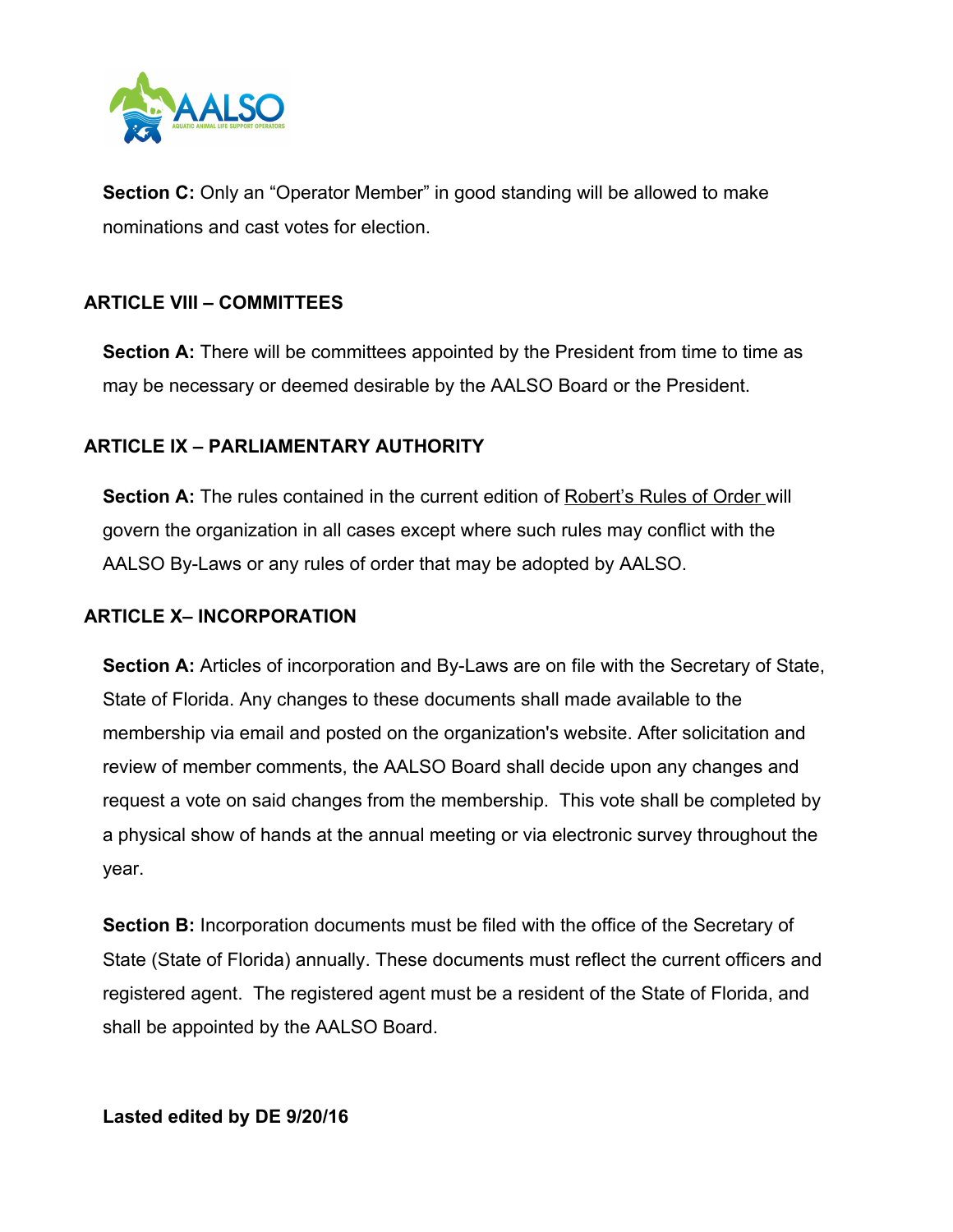**Section C:** Only an “Operator Member” in good standing will be allowed to make nominations and cast votes for election.

## ARTICLE VIII – COMMITTEES

**Section A:** There will be committees appointed by the President from time to time as may be necessary or deemed desirable by the AALSO Board or the President.

## ARTICLE IX – PARLIAMENTARY AUTHORITY

**Section A:** The rules contained in the current edition of Robert’s Rules of Order will govern the organization in all cases except where such rules may conflict with the AALSO By-Laws or any rules of order that may be adopted by AALSO.

## ARTICLE X– INCORPORATION

**Section A:** Articles of incorporation and By-Laws are on file with the Secretary of State, State of Florida. Any changes to these documents shall made available to the membership via email and posted on the organization's website. After solicitation and review of member comments, the AALSO Board shall decide upon any changes and request a vote on said changes from the membership. This vote shall be completed by a physical show of hands at the annual meeting or via electronic survey throughout the year.

**Section B:** Incorporation documents must be filed with the office of the Secretary of State (State of Florida) annually. These documents must reflect the current officers and registered agent. The registered agent must be a resident of the State of Florida, and shall be appointed by the AALSO Board.

**Lasted edited by DE 9/20/16**